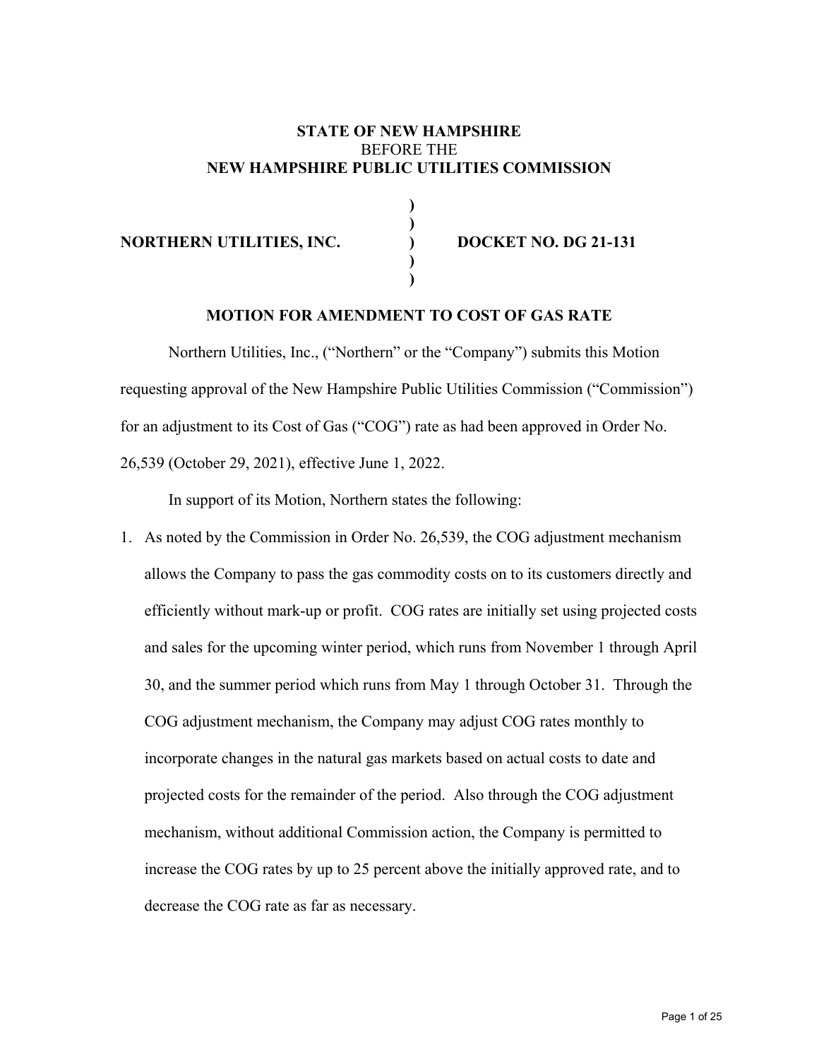**STATE OF NEW HAMPSHIRE**
BEFORE THE
**NEW HAMPSHIRE PUBLIC UTILITIES COMMISSION**

**NORTHERN UTILITIES, INC. ) DOCKET NO. DG 21-131**

## MOTION FOR AMENDMENT TO COST OF GAS RATE

Northern Utilities, Inc., ("Northern" or the "Company") submits this Motion requesting approval of the New Hampshire Public Utilities Commission ("Commission") for an adjustment to its Cost of Gas ("COG") rate as had been approved in Order No. 26,539 (October 29, 2021), effective June 1, 2022.

In support of its Motion, Northern states the following:

1. As noted by the Commission in Order No. 26,539, the COG adjustment mechanism allows the Company to pass the gas commodity costs on to its customers directly and efficiently without mark-up or profit. COG rates are initially set using projected costs and sales for the upcoming winter period, which runs from November 1 through April 30, and the summer period which runs from May 1 through October 31. Through the COG adjustment mechanism, the Company may adjust COG rates monthly to incorporate changes in the natural gas markets based on actual costs to date and projected costs for the remainder of the period. Also through the COG adjustment mechanism, without additional Commission action, the Company is permitted to increase the COG rates by up to 25 percent above the initially approved rate, and to decrease the COG rate as far as necessary.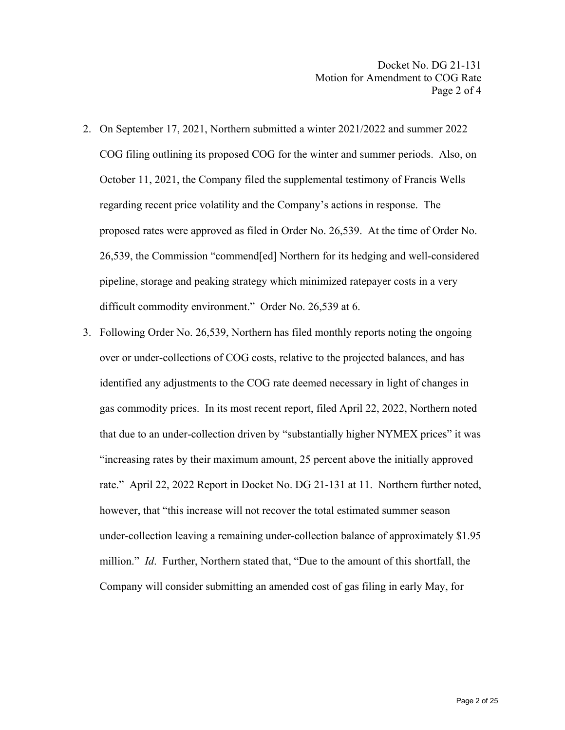2. On September 17, 2021, Northern submitted a winter 2021/2022 and summer 2022 COG filing outlining its proposed COG for the winter and summer periods. Also, on October 11, 2021, the Company filed the supplemental testimony of Francis Wells regarding recent price volatility and the Company's actions in response. The proposed rates were approved as filed in Order No. 26,539. At the time of Order No. 26,539, the Commission "commend[ed] Northern for its hedging and well-considered pipeline, storage and peaking strategy which minimized ratepayer costs in a very difficult commodity environment." Order No. 26,539 at 6.

3. Following Order No. 26,539, Northern has filed monthly reports noting the ongoing over or under-collections of COG costs, relative to the projected balances, and has identified any adjustments to the COG rate deemed necessary in light of changes in gas commodity prices. In its most recent report, filed April 22, 2022, Northern noted that due to an under-collection driven by "substantially higher NYMEX prices" it was "increasing rates by their maximum amount, 25 percent above the initially approved rate." April 22, 2022 Report in Docket No. DG 21-131 at 11. Northern further noted, however, that "this increase will not recover the total estimated summer season under-collection leaving a remaining under-collection balance of approximately $1.95 million." *Id*. Further, Northern stated that, "Due to the amount of this shortfall, the Company will consider submitting an amended cost of gas filing in early May, for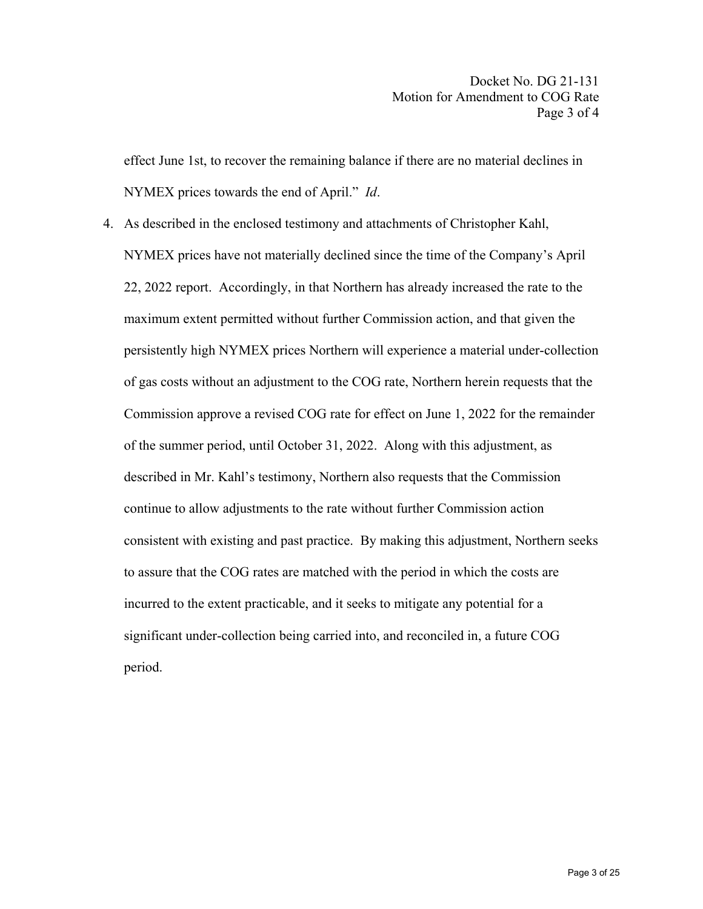effect June 1st, to recover the remaining balance if there are no material declines in NYMEX prices towards the end of April." *Id*.

4. As described in the enclosed testimony and attachments of Christopher Kahl, NYMEX prices have not materially declined since the time of the Company's April 22, 2022 report. Accordingly, in that Northern has already increased the rate to the maximum extent permitted without further Commission action, and that given the persistently high NYMEX prices Northern will experience a material under-collection of gas costs without an adjustment to the COG rate, Northern herein requests that the Commission approve a revised COG rate for effect on June 1, 2022 for the remainder of the summer period, until October 31, 2022. Along with this adjustment, as described in Mr. Kahl's testimony, Northern also requests that the Commission continue to allow adjustments to the rate without further Commission action consistent with existing and past practice. By making this adjustment, Northern seeks to assure that the COG rates are matched with the period in which the costs are incurred to the extent practicable, and it seeks to mitigate any potential for a significant under-collection being carried into, and reconciled in, a future COG period.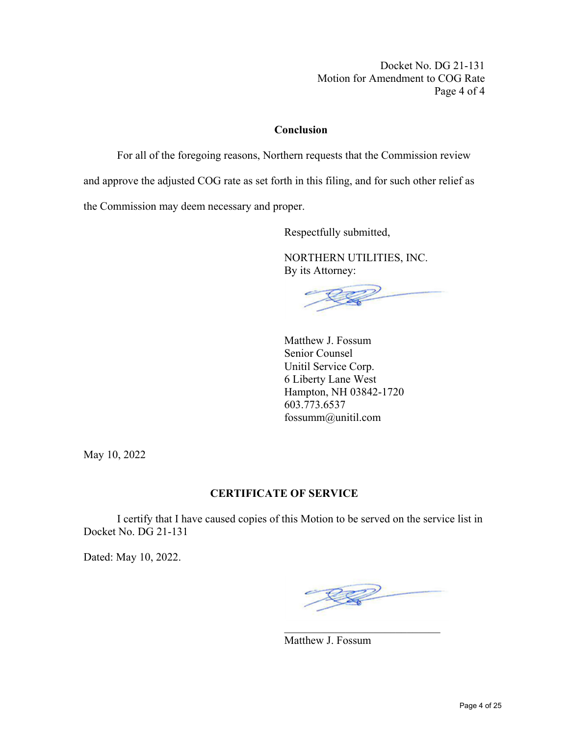## Conclusion

For all of the foregoing reasons, Northern requests that the Commission review and approve the adjusted COG rate as set forth in this filing, and for such other relief as the Commission may deem necessary and proper.

Respectfully submitted,

NORTHERN UTILITIES, INC.
By its Attorney:

Matthew J. Fossum
Senior Counsel
Unitil Service Corp.
6 Liberty Lane West
Hampton, NH 03842-1720
603.773.6537
fossumm@unitil.com

May 10, 2022

## CERTIFICATE OF SERVICE

I certify that I have caused copies of this Motion to be served on the service list in Docket No. DG 21-131

Dated: May 10, 2022.

\_\_\_\_\_\_\_\_\_\_\_\_\_\_\_\_\_\_\_\_\_\_\_\_\_\_\_\_\_\_\_\_
Matthew J. Fossum